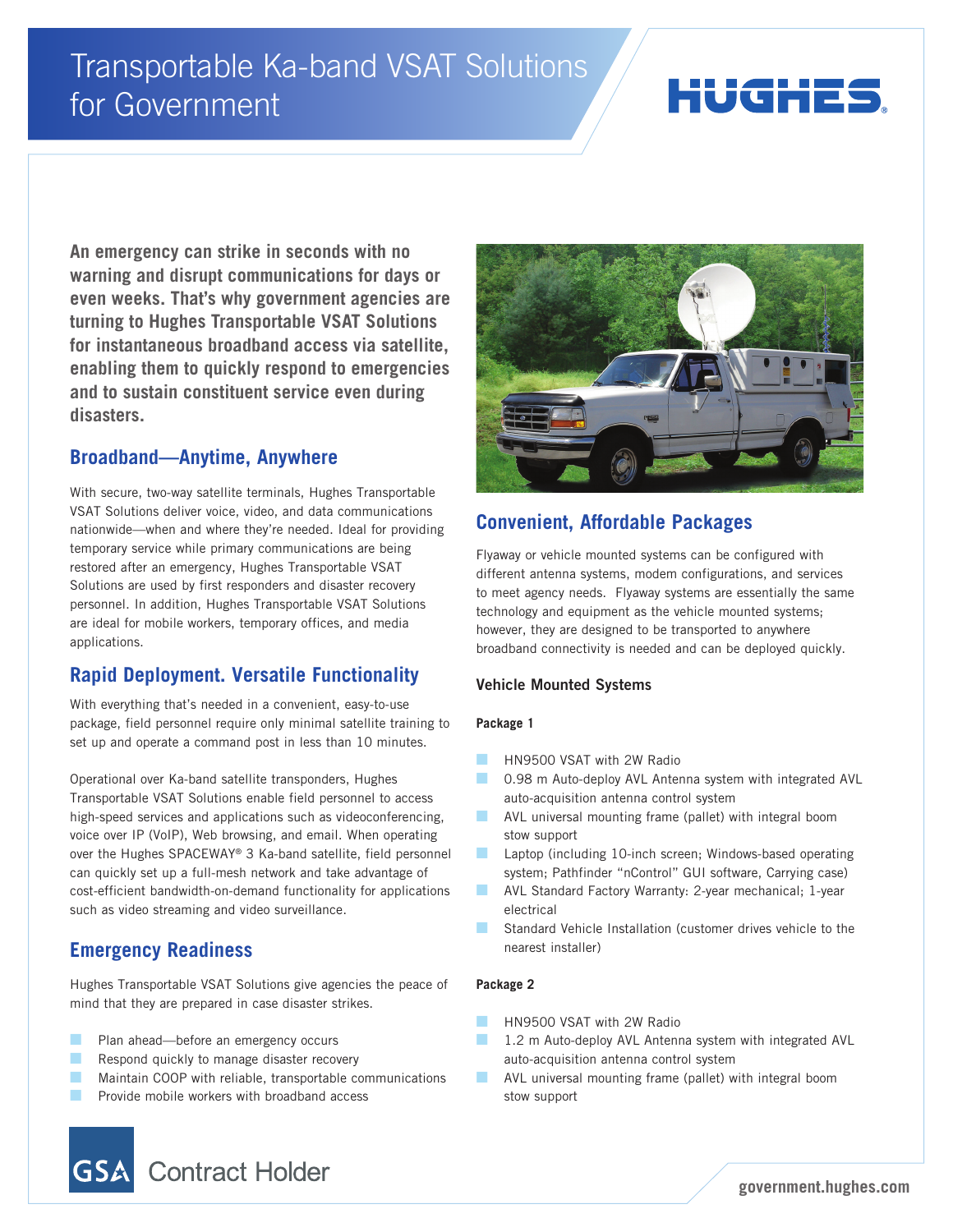# Transportable Ka-band VSAT Solutions for Government

HUGHES

**An emergency can strike in seconds with no warning and disrupt communications for days or even weeks. That's why government agencies are turning to Hughes Transportable VSAT Solutions for instantaneous broadband access via satellite, enabling them to quickly respond to emergencies and to sustain constituent service even during disasters.**

## Broadband—Anytime, Anywhere

With secure, two-way satellite terminals, Hughes Transportable VSAT Solutions deliver voice, video, and data communications nationwide—when and where they're needed. Ideal for providing temporary service while primary communications are being restored after an emergency, Hughes Transportable VSAT Solutions are used by first responders and disaster recovery personnel. In addition, Hughes Transportable VSAT Solutions are ideal for mobile workers, temporary offices, and media applications.

## Rapid Deployment. Versatile Functionality

With everything that's needed in a convenient, easy-to-use package, field personnel require only minimal satellite training to set up and operate a command post in less than 10 minutes.

Operational over Ka-band satellite transponders, Hughes Transportable VSAT Solutions enable field personnel to access high-speed services and applications such as videoconferencing, voice over IP (VoIP), Web browsing, and email. When operating over the Hughes SPACEWAY® 3 Ka-band satellite, field personnel can quickly set up a full-mesh network and take advantage of cost-efficient bandwidth-on-demand functionality for applications such as video streaming and video surveillance.

## Emergency Readiness

Hughes Transportable VSAT Solutions give agencies the peace of mind that they are prepared in case disaster strikes.

- Plan ahead—before an emergency occurs
- Respond quickly to manage disaster recovery
- Maintain COOP with reliable, transportable communications
- Provide mobile workers with broadband access

## Convenient, Affordable Packages

Flyaway or vehicle mounted systems can be configured with different antenna systems, modem configurations, and services to meet agency needs. Flyaway systems are essentially the same technology and equipment as the vehicle mounted systems; however, they are designed to be transported to anywhere broadband connectivity is needed and can be deployed quickly.

### Vehicle Mounted Systems

**Package 1**

- HN9500 VSAT with 2W Radio
- 0.98 m Auto-deploy AVL Antenna system with integrated AVL auto-acquisition antenna control system
- AVL universal mounting frame (pallet) with integral boom stow support
- Laptop (including 10-inch screen; Windows-based operating system; Pathfinder "nControl" GUI software, Carrying case)
- AVL Standard Factory Warranty: 2-year mechanical; 1-year electrical
- Standard Vehicle Installation (customer drives vehicle to the nearest installer)

**Package 2**

- HN9500 VSAT with 2W Radio
- 1.2 m Auto-deploy AVL Antenna system with integrated AVL auto-acquisition antenna control system
- AVL universal mounting frame (pallet) with integral boom stow support

GSA Contract Holder

government.hughes.com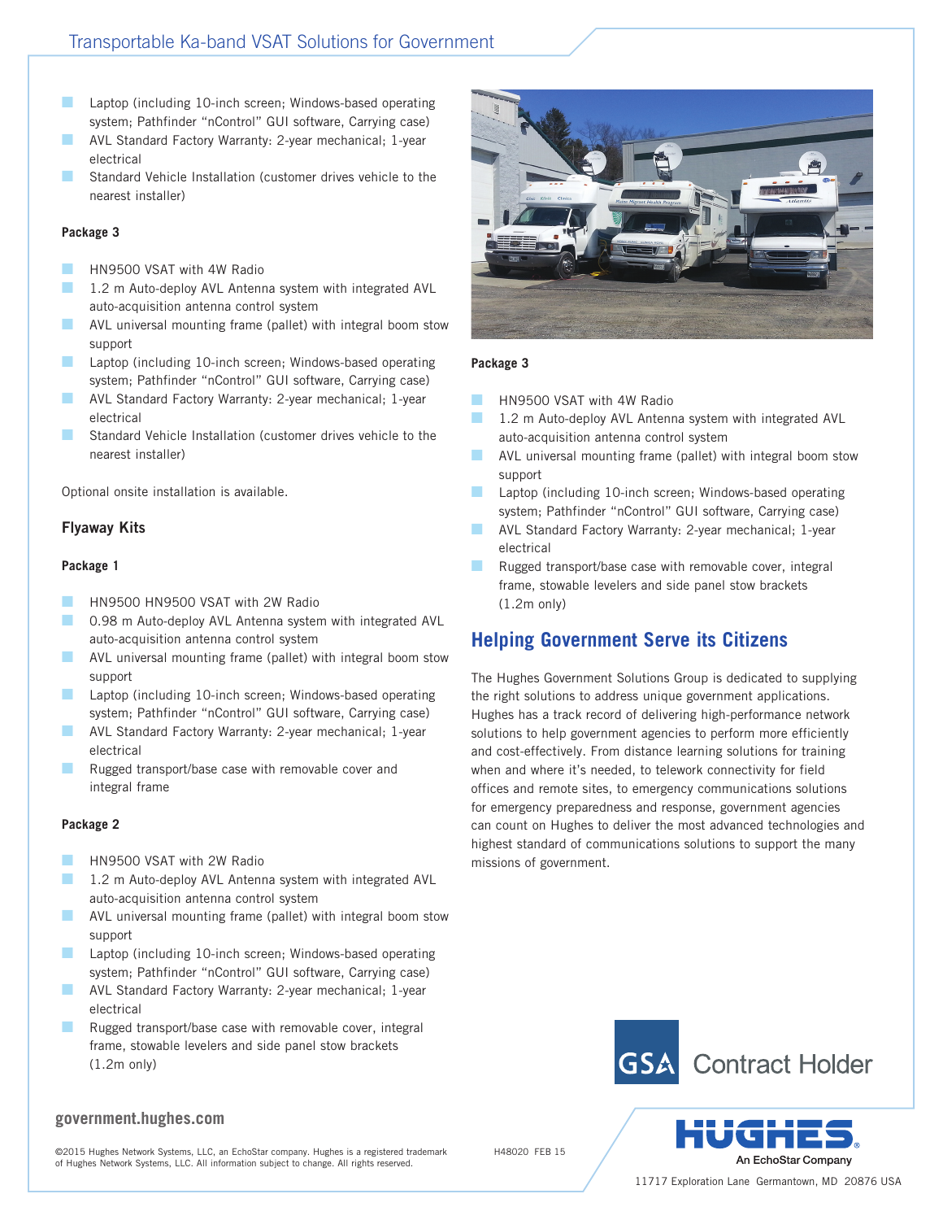- Laptop (including 10-inch screen; Windows-based operating system; Pathfinder “nControl” GUI software, Carrying case)
- AVL Standard Factory Warranty: 2-year mechanical; 1-year electrical
- Standard Vehicle Installation (customer drives vehicle to the nearest installer)

#### Package 3

- HN9500 VSAT with 4W Radio
- 1.2 m Auto-deploy AVL Antenna system with integrated AVL auto-acquisition antenna control system
- AVL universal mounting frame (pallet) with integral boom stow support
- Laptop (including 10-inch screen; Windows-based operating system; Pathfinder “nControl” GUI software, Carrying case)
- AVL Standard Factory Warranty: 2-year mechanical; 1-year electrical
- Standard Vehicle Installation (customer drives vehicle to the nearest installer)

Optional onsite installation is available.

### Flyaway Kits

#### Package 1

- HN9500 HN9500 VSAT with 2W Radio
- 0.98 m Auto-deploy AVL Antenna system with integrated AVL auto-acquisition antenna control system
- AVL universal mounting frame (pallet) with integral boom stow support
- Laptop (including 10-inch screen; Windows-based operating system; Pathfinder “nControl” GUI software, Carrying case)
- AVL Standard Factory Warranty: 2-year mechanical; 1-year electrical
- Rugged transport/base case with removable cover and integral frame

#### Package 2

- HN9500 VSAT with 2W Radio
- 1.2 m Auto-deploy AVL Antenna system with integrated AVL auto-acquisition antenna control system
- AVL universal mounting frame (pallet) with integral boom stow support
- Laptop (including 10-inch screen; Windows-based operating system; Pathfinder “nControl” GUI software, Carrying case)
- AVL Standard Factory Warranty: 2-year mechanical; 1-year electrical
- Rugged transport/base case with removable cover, integral frame, stowable levelers and side panel stow brackets (1.2m only)

#### Package 3

- HN9500 VSAT with 4W Radio
- 1.2 m Auto-deploy AVL Antenna system with integrated AVL auto-acquisition antenna control system
- AVL universal mounting frame (pallet) with integral boom stow support
- Laptop (including 10-inch screen; Windows-based operating system; Pathfinder “nControl” GUI software, Carrying case)
- AVL Standard Factory Warranty: 2-year mechanical; 1-year electrical
- Rugged transport/base case with removable cover, integral frame, stowable levelers and side panel stow brackets (1.2m only)

## Helping Government Serve its Citizens

The Hughes Government Solutions Group is dedicated to supplying the right solutions to address unique government applications. Hughes has a track record of delivering high-performance network solutions to help government agencies to perform more efficiently and cost-effectively. From distance learning solutions for training when and where it's needed, to telework connectivity for field offices and remote sites, to emergency communications solutions for emergency preparedness and response, government agencies can count on Hughes to deliver the most advanced technologies and highest standard of communications solutions to support the many missions of government.

GSA Contract Holder

**government.hughes.com**

©2015 Hughes Network Systems, LLC, an EchoStar company. Hughes is a registered trademark of Hughes Network Systems, LLC. All information subject to change. All rights reserved.

H48020 FEB 15

HUGHES. An EchoStar Company

11717 Exploration Lane Germantown, MD 20876 USA